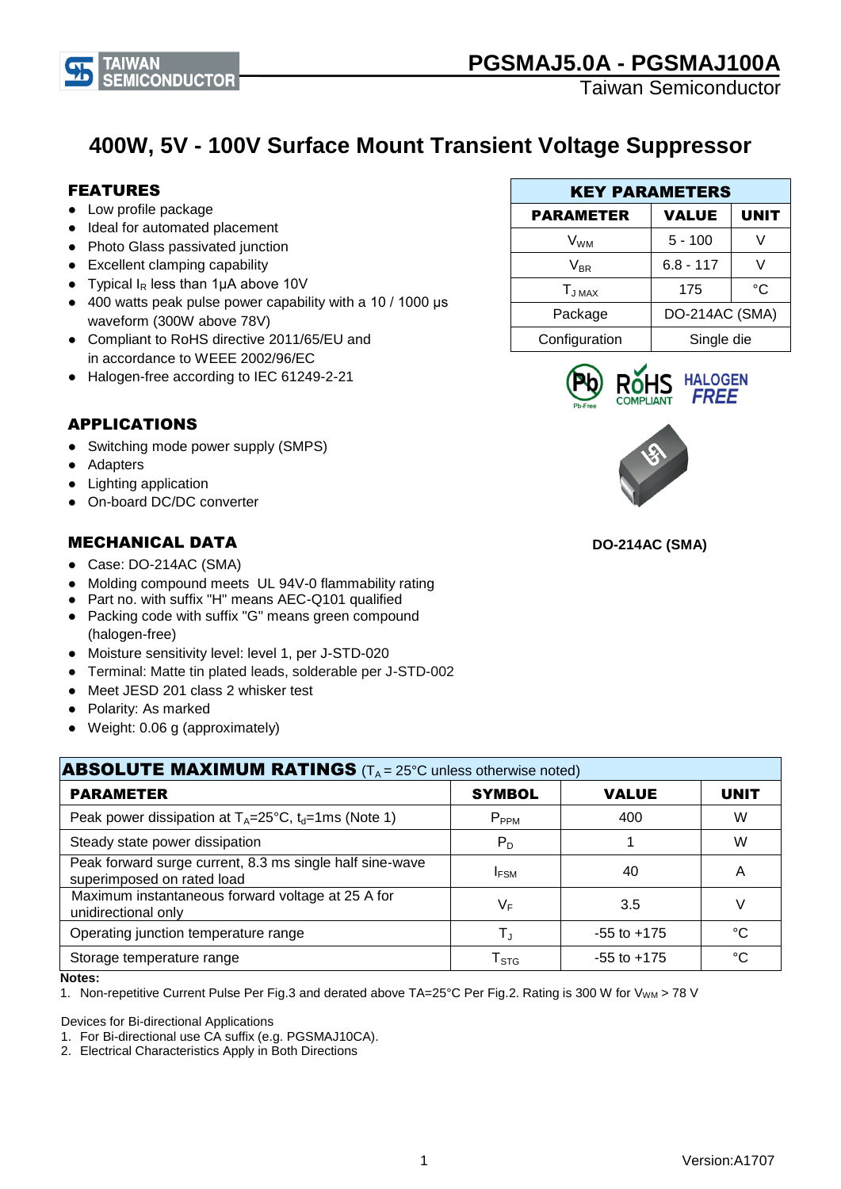# PGSMAJ5.0A - PGSMAJ100A

Taiwan Semiconductor

## 400W, 5V - 100V Surface Mount Transient Voltage Suppressor

### FEATURES

- Low profile package
- Ideal for automated placement
- Photo Glass passivated junction
- Excellent clamping capability
- Typical $I_R$ less than 1μA above 10V
- 400 watts peak pulse power capability with a 10 / 1000 μs waveform (300W above 78V)
- Compliant to RoHS directive 2011/65/EU and in accordance to WEEE 2002/96/EC
- Halogen-free according to IEC 61249-2-21

| KEY PARAMETERS | | |
|---|---|---|
| **PARAMETER** | **VALUE** | **UNIT** |
| $V_{WM}$ | 5 - 100 | V |
| $V_{BR}$ | 6.8 - 117 | V |
| $T_{J\ MAX}$ | 175 | °C |
| Package | DO-214AC (SMA) | |
| Configuration | Single die | |

DO-214AC (SMA)

### APPLICATIONS

- Switching mode power supply (SMPS)
- Adapters
- Lighting application
- On-board DC/DC converter

### MECHANICAL DATA

- Case: DO-214AC (SMA)
- Molding compound meets UL 94V-0 flammability rating
- Part no. with suffix "H" means AEC-Q101 qualified
- Packing code with suffix "G" means green compound (halogen-free)
- Moisture sensitivity level: level 1, per J-STD-020
- Terminal: Matte tin plated leads, solderable per J-STD-002
- Meet JESD 201 class 2 whisker test
- Polarity: As marked
- Weight: 0.06 g (approximately)

### ABSOLUTE MAXIMUM RATINGS ($T_A$ = 25°C unless otherwise noted)

| PARAMETER | SYMBOL | VALUE | UNIT |
|---|---|---|---|
| Peak power dissipation at $T_A$=25°C, $t_d$=1ms (Note 1) | $P_{PPM}$ | 400 | W |
| Steady state power dissipation | $P_D$ | 1 | W |
| Peak forward surge current, 8.3 ms single half sine-wave superimposed on rated load | $I_{FSM}$ | 40 | A |
| Maximum instantaneous forward voltage at 25 A for unidirectional only | $V_F$ | 3.5 | V |
| Operating junction temperature range | $T_J$ | -55 to +175 | °C |
| Storage temperature range | $T_{STG}$ | -55 to +175 | °C |

**Notes:**

1. Non-repetitive Current Pulse Per Fig.3 and derated above TA=25°C Per Fig.2. Rating is 300 W for $V_{WM}$ > 78 V

Devices for Bi-directional Applications

1. For Bi-directional use CA suffix (e.g. PGSMAJ10CA).
2. Electrical Characteristics Apply in Both Directions

Version:A1707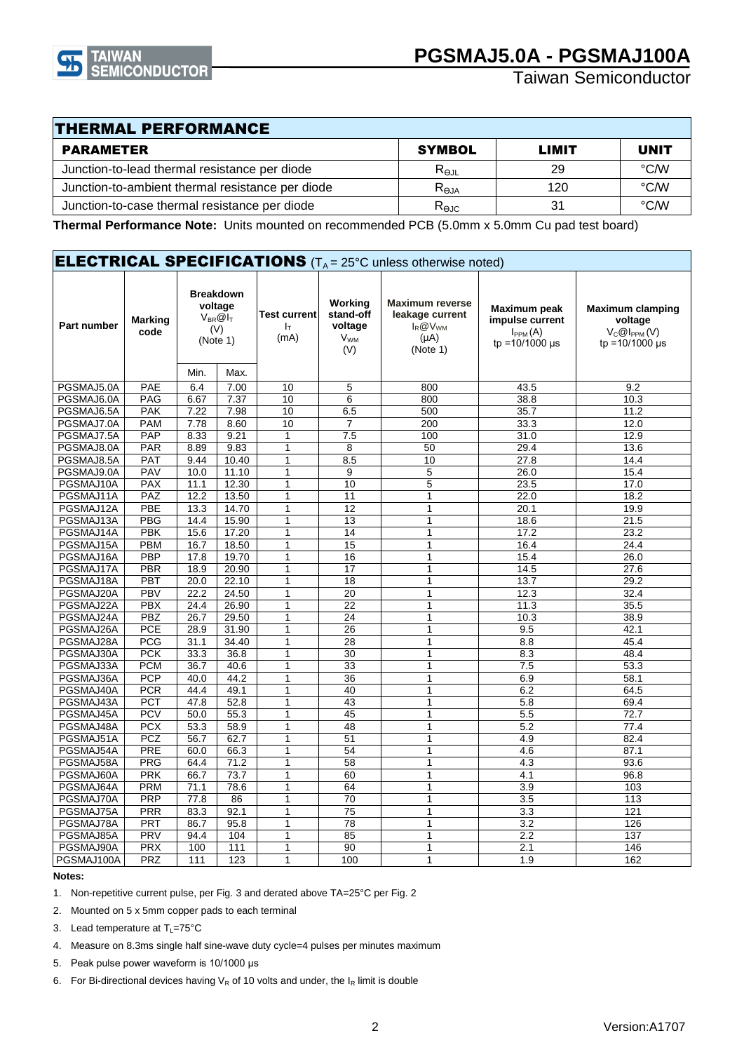## THERMAL PERFORMANCE

| PARAMETER | SYMBOL | LIMIT | UNIT |
|---|---|---|---|
| Junction-to-lead thermal resistance per diode | $R_{\Theta JL}$ | 29 | °C/W |
| Junction-to-ambient thermal resistance per diode | $R_{\Theta JA}$ | 120 | °C/W |
| Junction-to-case thermal resistance per diode | $R_{\Theta JC}$ | 31 | °C/W |

**Thermal Performance Note:** Units mounted on recommended PCB (5.0mm x 5.0mm Cu pad test board)

## ELECTRICAL SPECIFICATIONS ($T_A$ = 25°C unless otherwise noted)

| Part number | Marking code | Breakdown voltage $V_{BR}$@$I_T$ (V) (Note 1) | | Test current $I_T$ (mA) | Working stand-off voltage $V_{WM}$ (V) | Maximum reverse leakage current $I_R$@$V_{WM}$ (μA) (Note 1) | Maximum peak impulse current $I_{PPM}$ (A) tp =10/1000 μs | Maximum clamping voltage $V_C$@$I_{PPM}$ (V) tp =10/1000 μs |
|---|---|---|---|---|---|---|---|---|
| | | Min. | Max. | | | | | |
| PGSMAJ5.0A | PAE | 6.4 | 7.00 | 10 | 5 | 800 | 43.5 | 9.2 |
| PGSMAJ6.0A | PAG | 6.67 | 7.37 | 10 | 6 | 800 | 38.8 | 10.3 |
| PGSMAJ6.5A | PAK | 7.22 | 7.98 | 10 | 6.5 | 500 | 35.7 | 11.2 |
| PGSMAJ7.0A | PAM | 7.78 | 8.60 | 10 | 7 | 200 | 33.3 | 12.0 |
| PGSMAJ7.5A | PAP | 8.33 | 9.21 | 1 | 7.5 | 100 | 31.0 | 12.9 |
| PGSMAJ8.0A | PAR | 8.89 | 9.83 | 1 | 8 | 50 | 29.4 | 13.6 |
| PGSMAJ8.5A | PAT | 9.44 | 10.40 | 1 | 8.5 | 10 | 27.8 | 14.4 |
| PGSMAJ9.0A | PAV | 10.0 | 11.10 | 1 | 9 | 5 | 26.0 | 15.4 |
| PGSMAJ10A | PAX | 11.1 | 12.30 | 1 | 10 | 5 | 23.5 | 17.0 |
| PGSMAJ11A | PAZ | 12.2 | 13.50 | 1 | 11 | 1 | 22.0 | 18.2 |
| PGSMAJ12A | PBE | 13.3 | 14.70 | 1 | 12 | 1 | 20.1 | 19.9 |
| PGSMAJ13A | PBG | 14.4 | 15.90 | 1 | 13 | 1 | 18.6 | 21.5 |
| PGSMAJ14A | PBK | 15.6 | 17.20 | 1 | 14 | 1 | 17.2 | 23.2 |
| PGSMAJ15A | PBM | 16.7 | 18.50 | 1 | 15 | 1 | 16.4 | 24.4 |
| PGSMAJ16A | PBP | 17.8 | 19.70 | 1 | 16 | 1 | 15.4 | 26.0 |
| PGSMAJ17A | PBR | 18.9 | 20.90 | 1 | 17 | 1 | 14.5 | 27.6 |
| PGSMAJ18A | PBT | 20.0 | 22.10 | 1 | 18 | 1 | 13.7 | 29.2 |
| PGSMAJ20A | PBV | 22.2 | 24.50 | 1 | 20 | 1 | 12.3 | 32.4 |
| PGSMAJ22A | PBX | 24.4 | 26.90 | 1 | 22 | 1 | 11.3 | 35.5 |
| PGSMAJ24A | PBZ | 26.7 | 29.50 | 1 | 24 | 1 | 10.3 | 38.9 |
| PGSMAJ26A | PCE | 28.9 | 31.90 | 1 | 26 | 1 | 9.5 | 42.1 |
| PGSMAJ28A | PCG | 31.1 | 34.40 | 1 | 28 | 1 | 8.8 | 45.4 |
| PGSMAJ30A | PCK | 33.3 | 36.8 | 1 | 30 | 1 | 8.3 | 48.4 |
| PGSMAJ33A | PCM | 36.7 | 40.6 | 1 | 33 | 1 | 7.5 | 53.3 |
| PGSMAJ36A | PCP | 40.0 | 44.2 | 1 | 36 | 1 | 6.9 | 58.1 |
| PGSMAJ40A | PCR | 44.4 | 49.1 | 1 | 40 | 1 | 6.2 | 64.5 |
| PGSMAJ43A | PCT | 47.8 | 52.8 | 1 | 43 | 1 | 5.8 | 69.4 |
| PGSMAJ45A | PCV | 50.0 | 55.3 | 1 | 45 | 1 | 5.5 | 72.7 |
| PGSMAJ48A | PCX | 53.3 | 58.9 | 1 | 48 | 1 | 5.2 | 77.4 |
| PGSMAJ51A | PCZ | 56.7 | 62.7 | 1 | 51 | 1 | 4.9 | 82.4 |
| PGSMAJ54A | PRE | 60.0 | 66.3 | 1 | 54 | 1 | 4.6 | 87.1 |
| PGSMAJ58A | PRG | 64.4 | 71.2 | 1 | 58 | 1 | 4.3 | 93.6 |
| PGSMAJ60A | PRK | 66.7 | 73.7 | 1 | 60 | 1 | 4.1 | 96.8 |
| PGSMAJ64A | PRM | 71.1 | 78.6 | 1 | 64 | 1 | 3.9 | 103 |
| PGSMAJ70A | PRP | 77.8 | 86 | 1 | 70 | 1 | 3.5 | 113 |
| PGSMAJ75A | PRR | 83.3 | 92.1 | 1 | 75 | 1 | 3.3 | 121 |
| PGSMAJ78A | PRT | 86.7 | 95.8 | 1 | 78 | 1 | 3.2 | 126 |
| PGSMAJ85A | PRV | 94.4 | 104 | 1 | 85 | 1 | 2.2 | 137 |
| PGSMAJ90A | PRX | 100 | 111 | 1 | 90 | 1 | 2.1 | 146 |
| PGSMAJ100A | PRZ | 111 | 123 | 1 | 100 | 1 | 1.9 | 162 |

**Notes:**

1. Non-repetitive current pulse, per Fig. 3 and derated above TA=25°C per Fig. 2
2. Mounted on 5 x 5mm copper pads to each terminal
3. Lead temperature at $T_L$=75°C
4. Measure on 8.3ms single half sine-wave duty cycle=4 pulses per minutes maximum
5. Peak pulse power waveform is 10/1000 μs
6. For Bi-directional devices having $V_R$ of 10 volts and under, the $I_R$ limit is double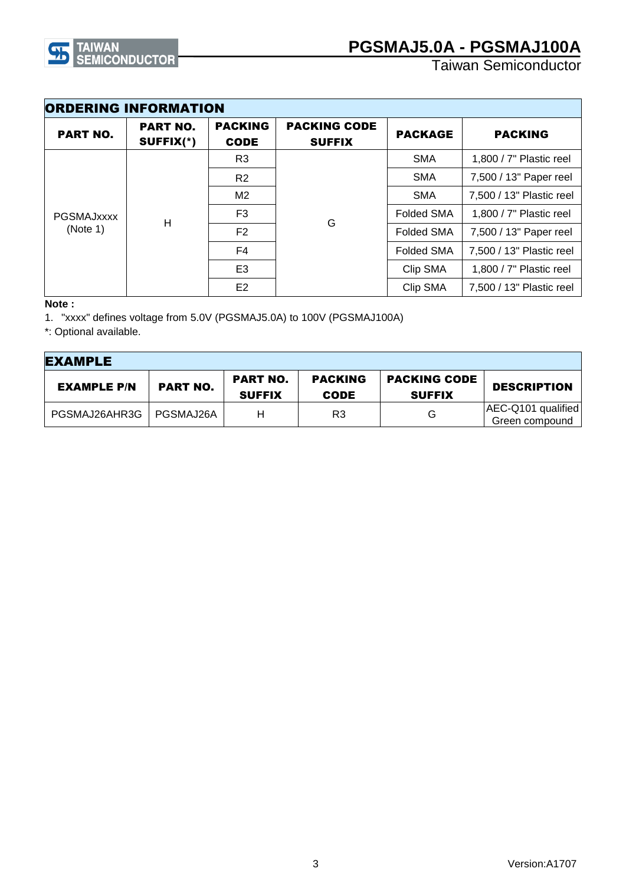## ORDERING INFORMATION

| PART NO. | PART NO. SUFFIX(*) | PACKING CODE | PACKING CODE SUFFIX | PACKAGE | PACKING |
|---|---|---|---|---|---|
| PGSMAJxxxx (Note 1) | H | R3 | G | SMA | 1,800 / 7" Plastic reel |
| | | R2 | | SMA | 7,500 / 13" Paper reel |
| | | M2 | | SMA | 7,500 / 13" Plastic reel |
| | | F3 | | Folded SMA | 1,800 / 7" Plastic reel |
| | | F2 | | Folded SMA | 7,500 / 13" Paper reel |
| | | F4 | | Folded SMA | 7,500 / 13" Plastic reel |
| | | E3 | | Clip SMA | 1,800 / 7" Plastic reel |
| | | E2 | | Clip SMA | 7,500 / 13" Plastic reel |

**Note :**

1. "xxxx" defines voltage from 5.0V (PGSMAJ5.0A) to 100V (PGSMAJ100A)

*: Optional available.

## EXAMPLE

| EXAMPLE P/N | PART NO. | PART NO. SUFFIX | PACKING CODE | PACKING CODE SUFFIX | DESCRIPTION |
|---|---|---|---|---|---|
| PGSMAJ26AHR3G | PGSMAJ26A | H | R3 | G | AEC-Q101 qualified Green compound |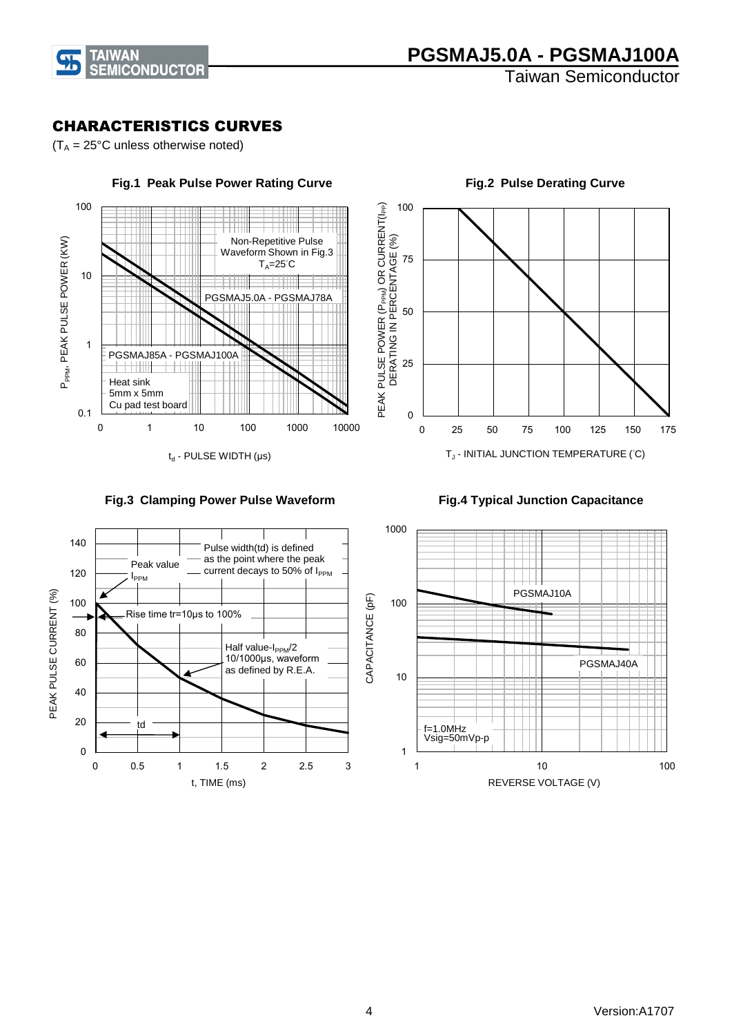## CHARACTERISTICS CURVES

($T_A$ = 25°C unless otherwise noted)

**Fig.1 Peak Pulse Power Rating Curve**

Non-Repetitive Pulse Waveform Shown in Fig.3 $T_A$=25°C

PGSMAJ5.0A - PGSMAJ78A

PGSMAJ85A - PGSMAJ100A

Heat sink 5mm x 5mm Cu pad test board

$P_{PPM}$, PEAK PULSE POWER (KW)

$t_d$ - PULSE WIDTH (μs)

**Fig.2 Pulse Derating Curve**

PEAK PULSE POWER ($P_{PPM}$) OR CURRENT($I_{PP}$) DERATING IN PERCENTAGE (%)

$T_J$ - INITIAL JUNCTION TEMPERATURE (°C)

**Fig.3 Clamping Power Pulse Waveform**

Peak value $I_{PPM}$

Pulse width(td) is defined as the point where the peak current decays to 50% of $I_{PPM}$

Rise time tr=10μs to 100%

Half value-$I_{PPM}$/2 10/1000μs, waveform as defined by R.E.A.

td

PEAK PULSE CURRENT (%)

t, TIME (ms)

**Fig.4 Typical Junction Capacitance**

PGSMAJ10A

PGSMAJ40A

f=1.0MHz Vsig=50mVp-p

CAPACITANCE (pF)

REVERSE VOLTAGE (V)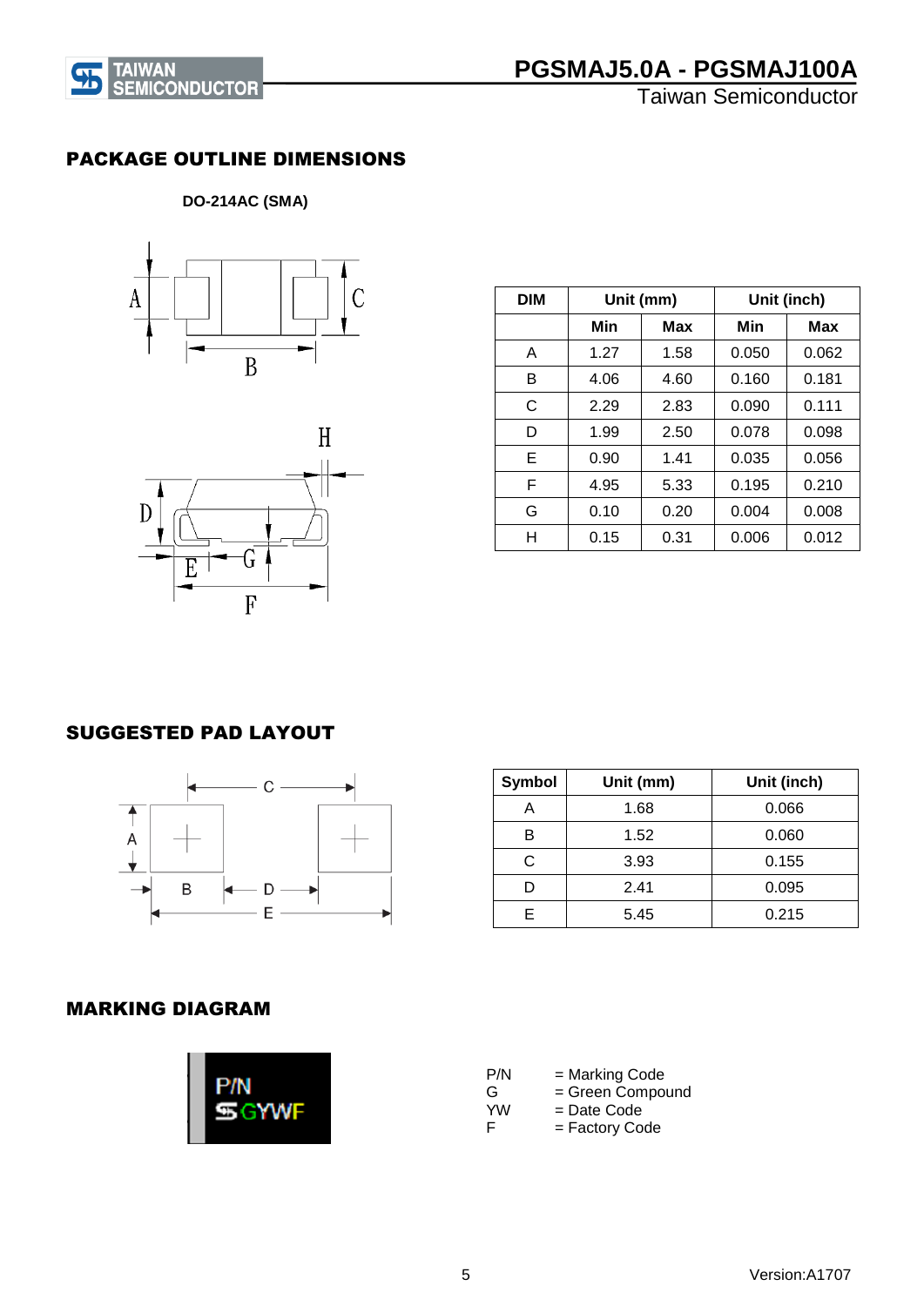## PACKAGE OUTLINE DIMENSIONS

**DO-214AC (SMA)**

| DIM | Unit (mm) | | Unit (inch) | |
|---|---|---|---|---|
| | Min | Max | Min | Max |
| A | 1.27 | 1.58 | 0.050 | 0.062 |
| B | 4.06 | 4.60 | 0.160 | 0.181 |
| C | 2.29 | 2.83 | 0.090 | 0.111 |
| D | 1.99 | 2.50 | 0.078 | 0.098 |
| E | 0.90 | 1.41 | 0.035 | 0.056 |
| F | 4.95 | 5.33 | 0.195 | 0.210 |
| G | 0.10 | 0.20 | 0.004 | 0.008 |
| H | 0.15 | 0.31 | 0.006 | 0.012 |

## SUGGESTED PAD LAYOUT

| Symbol | Unit (mm) | Unit (inch) |
|---|---|---|
| A | 1.68 | 0.066 |
| B | 1.52 | 0.060 |
| C | 3.93 | 0.155 |
| D | 2.41 | 0.095 |
| E | 5.45 | 0.215 |

## MARKING DIAGRAM

P/N
GYWF

P/N = Marking Code
G = Green Compound
YW = Date Code
F = Factory Code

Version:A1707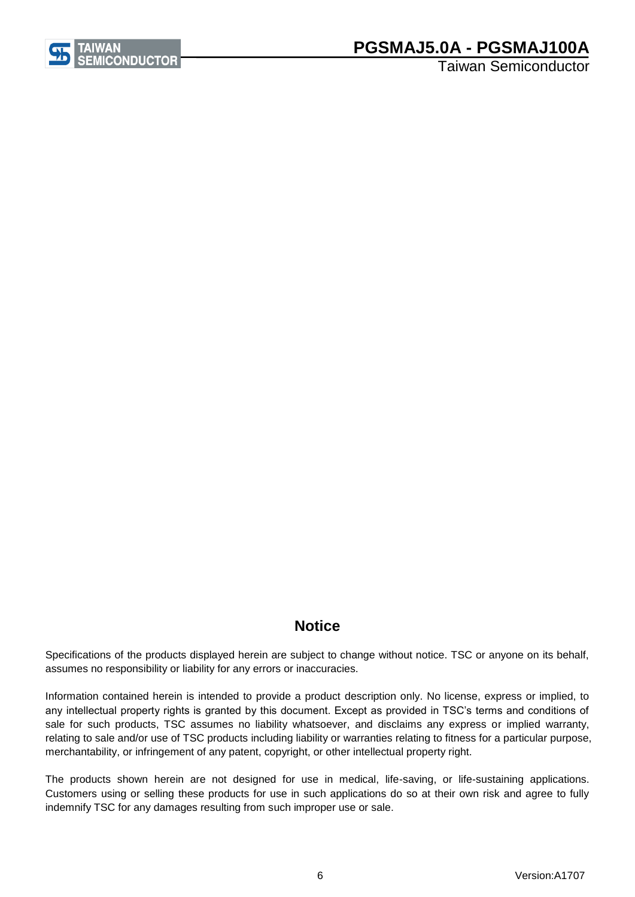## Notice

Specifications of the products displayed herein are subject to change without notice. TSC or anyone on its behalf, assumes no responsibility or liability for any errors or inaccuracies.

Information contained herein is intended to provide a product description only. No license, express or implied, to any intellectual property rights is granted by this document. Except as provided in TSC's terms and conditions of sale for such products, TSC assumes no liability whatsoever, and disclaims any express or implied warranty, relating to sale and/or use of TSC products including liability or warranties relating to fitness for a particular purpose, merchantability, or infringement of any patent, copyright, or other intellectual property right.

The products shown herein are not designed for use in medical, life-saving, or life-sustaining applications. Customers using or selling these products for use in such applications do so at their own risk and agree to fully indemnify TSC for any damages resulting from such improper use or sale.